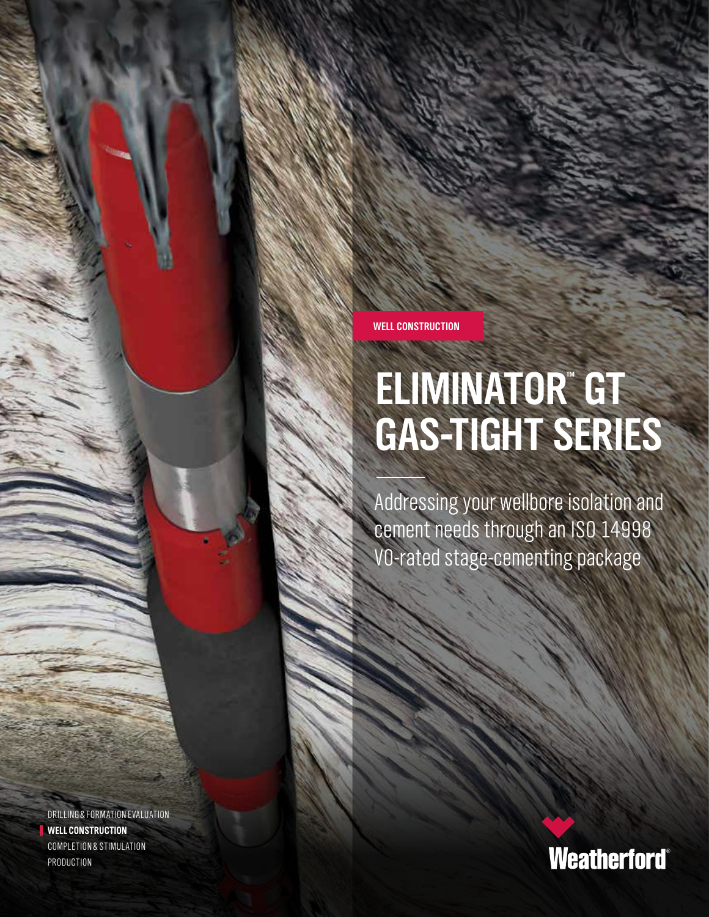WELL CONSTRUCTION

# ELIMINATOR™ GT GAS-TIGHT SERIES

Addressing your wellbore isolation and cement needs through an ISO 14998 V0-rated stage-cementing package

DRILLING & FORMATION EVALUATION
**WELL CONSTRUCTION**
COMPLETION & STIMULATION
PRODUCTION

Weatherford®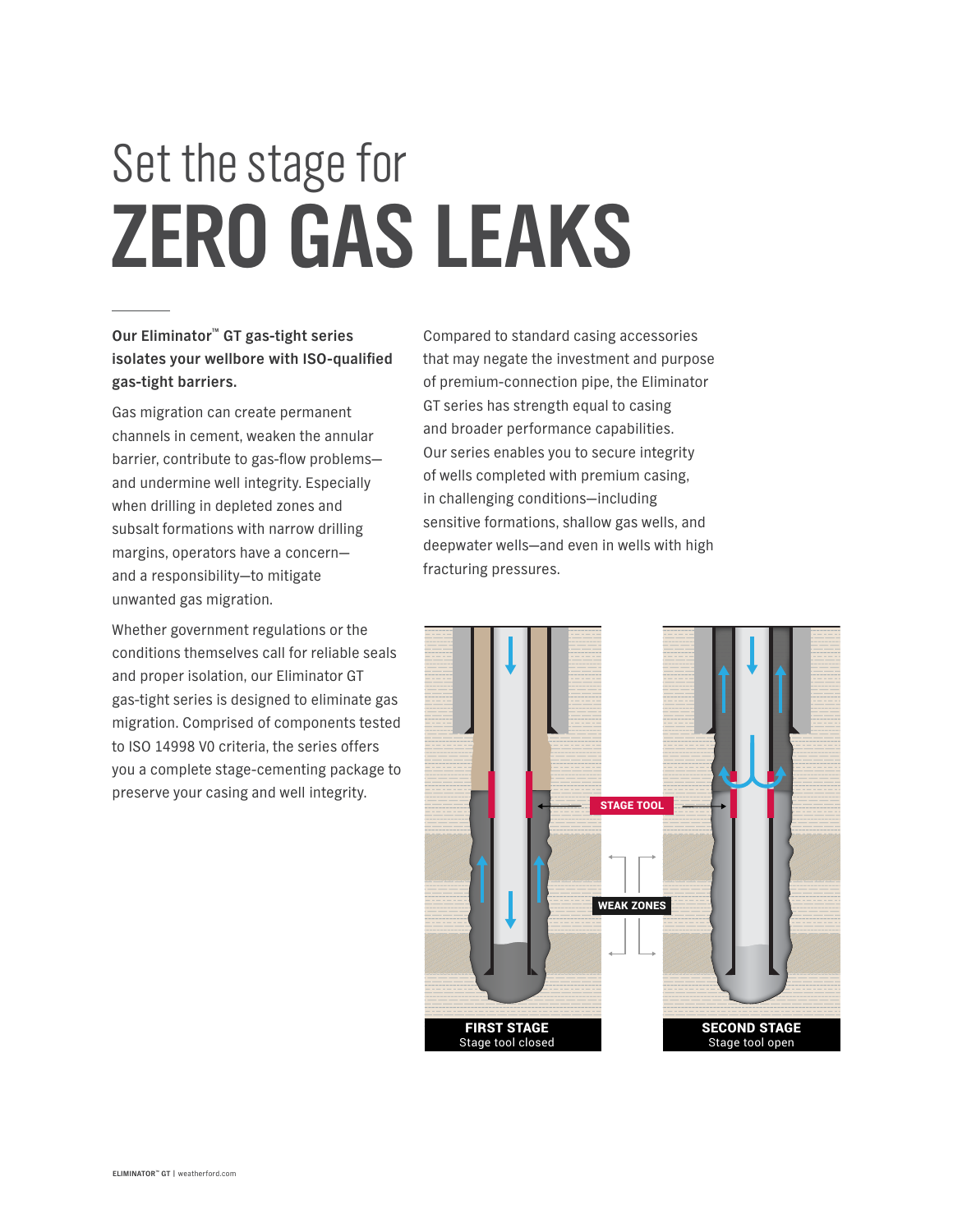# Set the stage for ZERO GAS LEAKS

**Our Eliminator™ GT gas-tight series isolates your wellbore with ISO-qualified gas-tight barriers.**

Gas migration can create permanent channels in cement, weaken the annular barrier, contribute to gas-flow problems—and undermine well integrity. Especially when drilling in depleted zones and subsalt formations with narrow drilling margins, operators have a concern—and a responsibility—to mitigate unwanted gas migration.

Whether government regulations or the conditions themselves call for reliable seals and proper isolation, our Eliminator GT gas-tight series is designed to eliminate gas migration. Comprised of components tested to ISO 14998 V0 criteria, the series offers you a complete stage-cementing package to preserve your casing and well integrity.

Compared to standard casing accessories that may negate the investment and purpose of premium-connection pipe, the Eliminator GT series has strength equal to casing and broader performance capabilities. Our series enables you to secure integrity of wells completed with premium casing, in challenging conditions—including sensitive formations, shallow gas wells, and deepwater wells—and even in wells with high fracturing pressures.

STAGE TOOL

WEAK ZONES

**FIRST STAGE**
Stage tool closed

**SECOND STAGE**
Stage tool open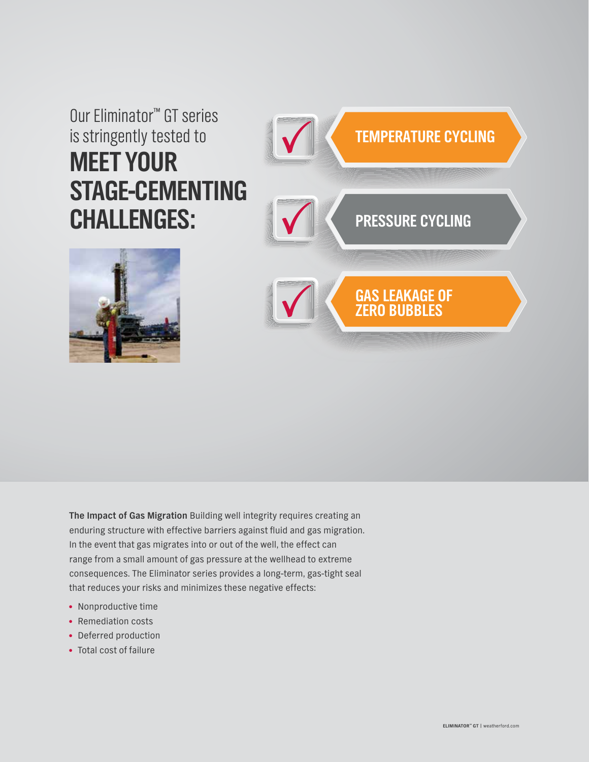Our Eliminator™ GT series is stringently tested to

# MEET YOUR STAGE-CEMENTING CHALLENGES:

- ✓ **TEMPERATURE CYCLING**
- ✓ **PRESSURE CYCLING**
- ✓ **GAS LEAKAGE OF ZERO BUBBLES**

**The Impact of Gas Migration** Building well integrity requires creating an enduring structure with effective barriers against fluid and gas migration. In the event that gas migrates into or out of the well, the effect can range from a small amount of gas pressure at the wellhead to extreme consequences. The Eliminator series provides a long-term, gas-tight seal that reduces your risks and minimizes these negative effects:

- Nonproductive time
- Remediation costs
- Deferred production
- Total cost of failure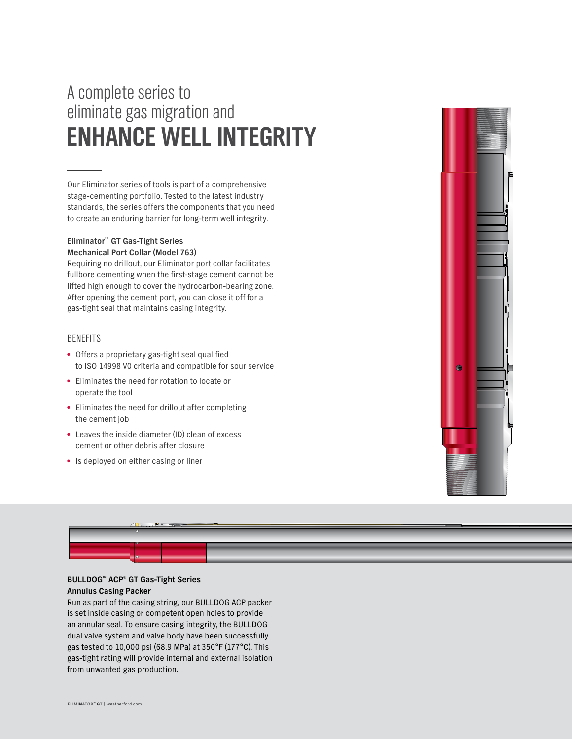# A complete series to eliminate gas migration and ENHANCE WELL INTEGRITY

Our Eliminator series of tools is part of a comprehensive stage-cementing portfolio. Tested to the latest industry standards, the series offers the components that you need to create an enduring barrier for long-term well integrity.

**Eliminator™ GT Gas-Tight Series**
**Mechanical Port Collar (Model 763)**

Requiring no drillout, our Eliminator port collar facilitates fullbore cementing when the first-stage cement cannot be lifted high enough to cover the hydrocarbon-bearing zone. After opening the cement port, you can close it off for a gas-tight seal that maintains casing integrity.

## BENEFITS

- Offers a proprietary gas-tight seal qualified to ISO 14998 V0 criteria and compatible for sour service
- Eliminates the need for rotation to locate or operate the tool
- Eliminates the need for drillout after completing the cement job
- Leaves the inside diameter (ID) clean of excess cement or other debris after closure
- Is deployed on either casing or liner

**BULLDOG™ ACP® GT Gas-Tight Series**
**Annulus Casing Packer**

Run as part of the casing string, our BULLDOG ACP packer is set inside casing or competent open holes to provide an annular seal. To ensure casing integrity, the BULLDOG dual valve system and valve body have been successfully gas tested to 10,000 psi (68.9 MPa) at 350°F (177°C). This gas-tight rating will provide internal and external isolation from unwanted gas production.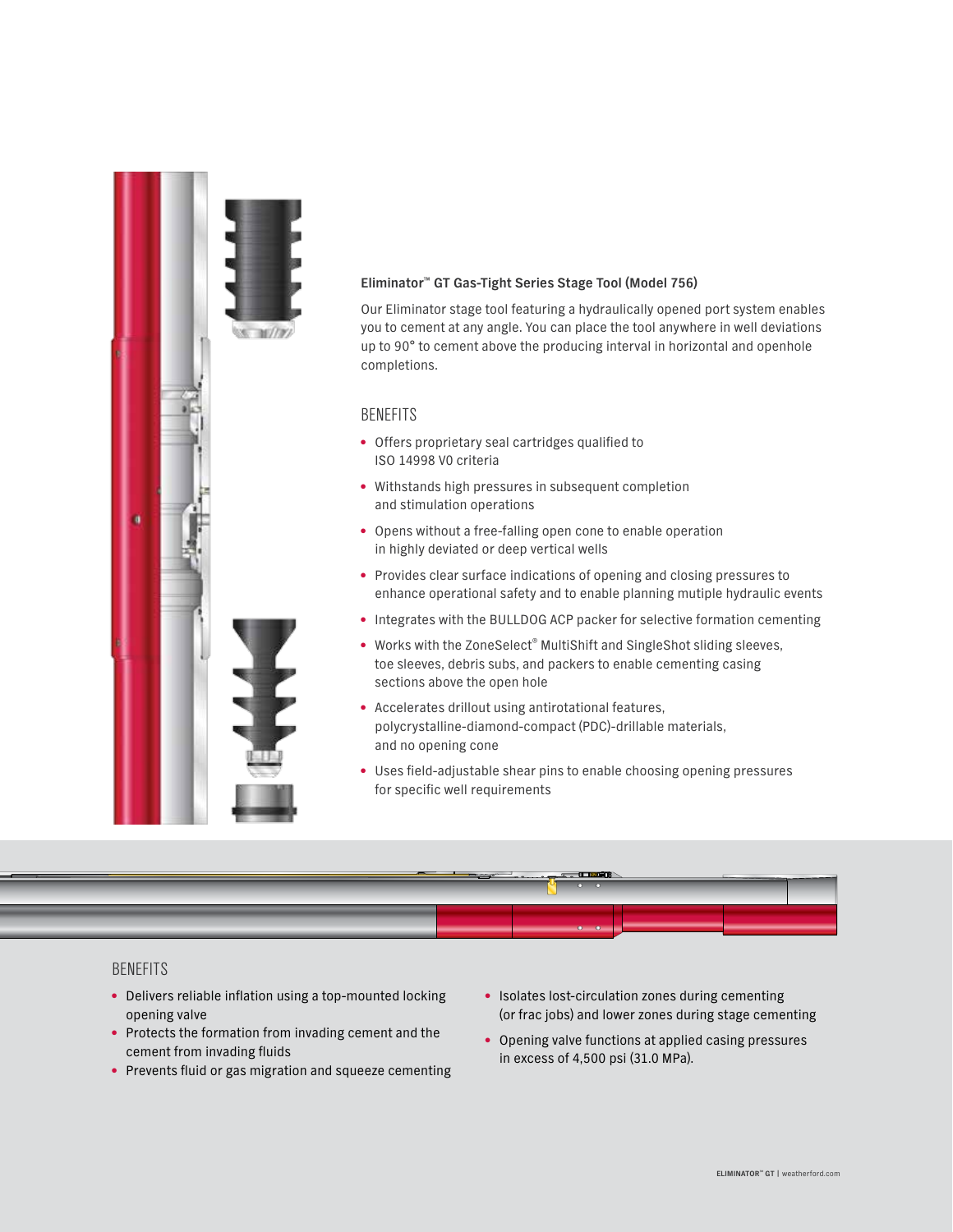**Eliminator™ GT Gas-Tight Series Stage Tool (Model 756)**

Our Eliminator stage tool featuring a hydraulically opened port system enables you to cement at any angle. You can place the tool anywhere in well deviations up to 90° to cement above the producing interval in horizontal and openhole completions.

## BENEFITS

- Offers proprietary seal cartridges qualified to ISO 14998 V0 criteria
- Withstands high pressures in subsequent completion and stimulation operations
- Opens without a free-falling open cone to enable operation in highly deviated or deep vertical wells
- Provides clear surface indications of opening and closing pressures to enhance operational safety and to enable planning mutiple hydraulic events
- Integrates with the BULLDOG ACP packer for selective formation cementing
- Works with the ZoneSelect® MultiShift and SingleShot sliding sleeves, toe sleeves, debris subs, and packers to enable cementing casing sections above the open hole
- Accelerates drillout using antirotational features, polycrystalline-diamond-compact (PDC)-drillable materials, and no opening cone
- Uses field-adjustable shear pins to enable choosing opening pressures for specific well requirements

## BENEFITS

- Delivers reliable inflation using a top-mounted locking opening valve
- Protects the formation from invading cement and the cement from invading fluids
- Prevents fluid or gas migration and squeeze cementing
- Isolates lost-circulation zones during cementing (or frac jobs) and lower zones during stage cementing
- Opening valve functions at applied casing pressures in excess of 4,500 psi (31.0 MPa).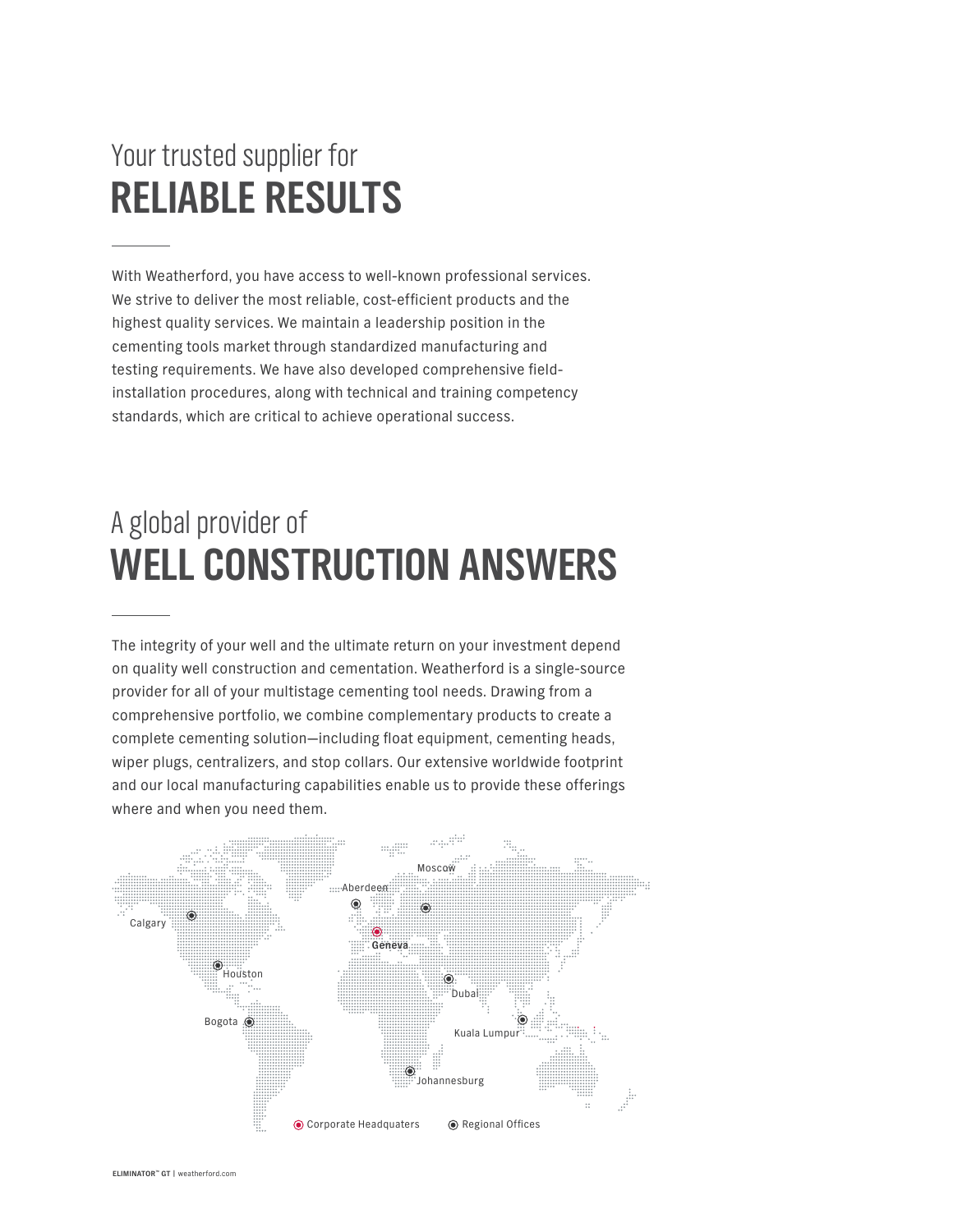# Your trusted supplier for RELIABLE RESULTS

With Weatherford, you have access to well-known professional services. We strive to deliver the most reliable, cost-efficient products and the highest quality services. We maintain a leadership position in the cementing tools market through standardized manufacturing and testing requirements. We have also developed comprehensive field-installation procedures, along with technical and training competency standards, which are critical to achieve operational success.

# A global provider of WELL CONSTRUCTION ANSWERS

The integrity of your well and the ultimate return on your investment depend on quality well construction and cementation. Weatherford is a single-source provider for all of your multistage cementing tool needs. Drawing from a comprehensive portfolio, we combine complementary products to create a complete cementing solution—including float equipment, cementing heads, wiper plugs, centralizers, and stop collars. Our extensive worldwide footprint and our local manufacturing capabilities enable us to provide these offerings where and when you need them.

Moscow
Aberdeen
Calgary
Geneva
Houston
Dubai
Bogota
Kuala Lumpur
Johannesburg

Corporate Headquaters    Regional Offices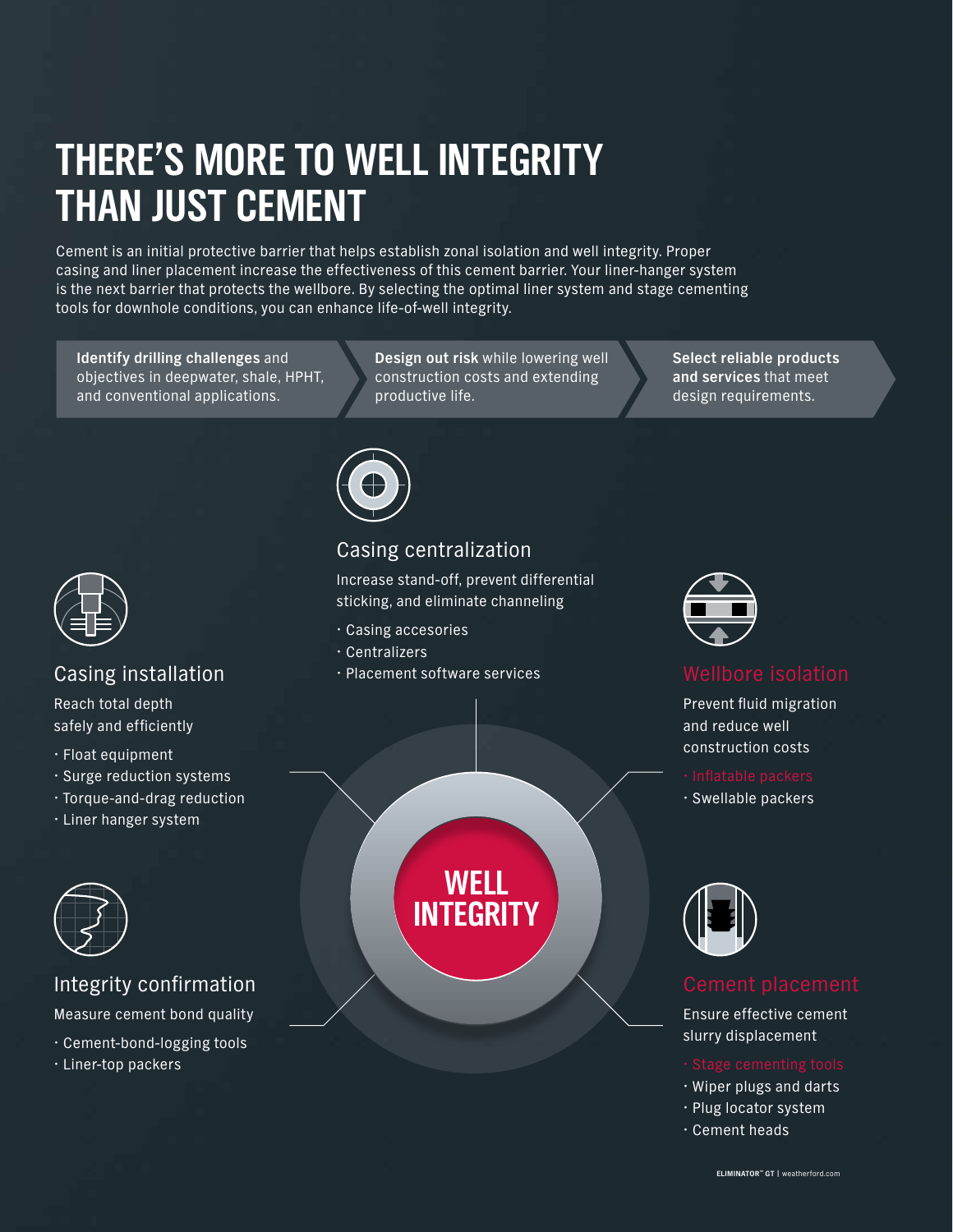# THERE'S MORE TO WELL INTEGRITY THAN JUST CEMENT

Cement is an initial protective barrier that helps establish zonal isolation and well integrity. Proper casing and liner placement increase the effectiveness of this cement barrier. Your liner-hanger system is the next barrier that protects the wellbore. By selecting the optimal liner system and stage cementing tools for downhole conditions, you can enhance life-of-well integrity.

**Identify drilling challenges** and objectives in deepwater, shale, HPHT, and conventional applications.

**Design out risk** while lowering well construction costs and extending productive life.

**Select reliable products and services** that meet design requirements.

## WELL INTEGRITY

### Casing centralization

Increase stand-off, prevent differential sticking, and eliminate channeling

- Casing accesories
- Centralizers
- Placement software services

### Casing installation

Reach total depth safely and efficiently

- Float equipment
- Surge reduction systems
- Torque-and-drag reduction
- Liner hanger system

### Wellbore isolation

Prevent fluid migration and reduce well construction costs

- Inflatable packers
- Swellable packers

### Integrity confirmation

Measure cement bond quality

- Cement-bond-logging tools
- Liner-top packers

### Cement placement

Ensure effective cement slurry displacement

- Stage cementing tools
- Wiper plugs and darts
- Plug locator system
- Cement heads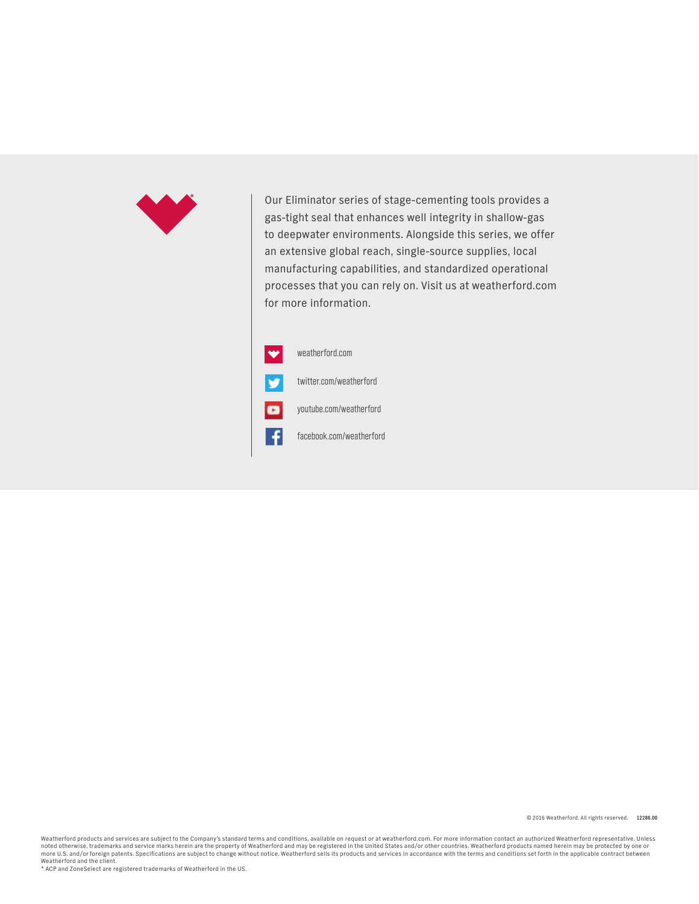Our Eliminator series of stage-cementing tools provides a gas-tight seal that enhances well integrity in shallow-gas to deepwater environments. Alongside this series, we offer an extensive global reach, single-source supplies, local manufacturing capabilities, and standardized operational processes that you can rely on. Visit us at weatherford.com for more information.

weatherford.com

twitter.com/weatherford

youtube.com/weatherford

facebook.com/weatherford

© 2016 Weatherford. All rights reserved. **12286.00**

Weatherford products and services are subject to the Company's standard terms and conditions, available on request or at weatherford.com. For more information contact an authorized Weatherford representative. Unless noted otherwise, trademarks and service marks herein are the property of Weatherford and may be registered in the United States and/or other countries. Weatherford products named herein may be protected by one or more U.S. and/or foreign patents. Specifications are subject to change without notice. Weatherford sells its products and services in accordance with the terms and conditions set forth in the applicable contract between Weatherford and the client.

* ACP and ZoneSelect are registered trademarks of Weatherford in the US.